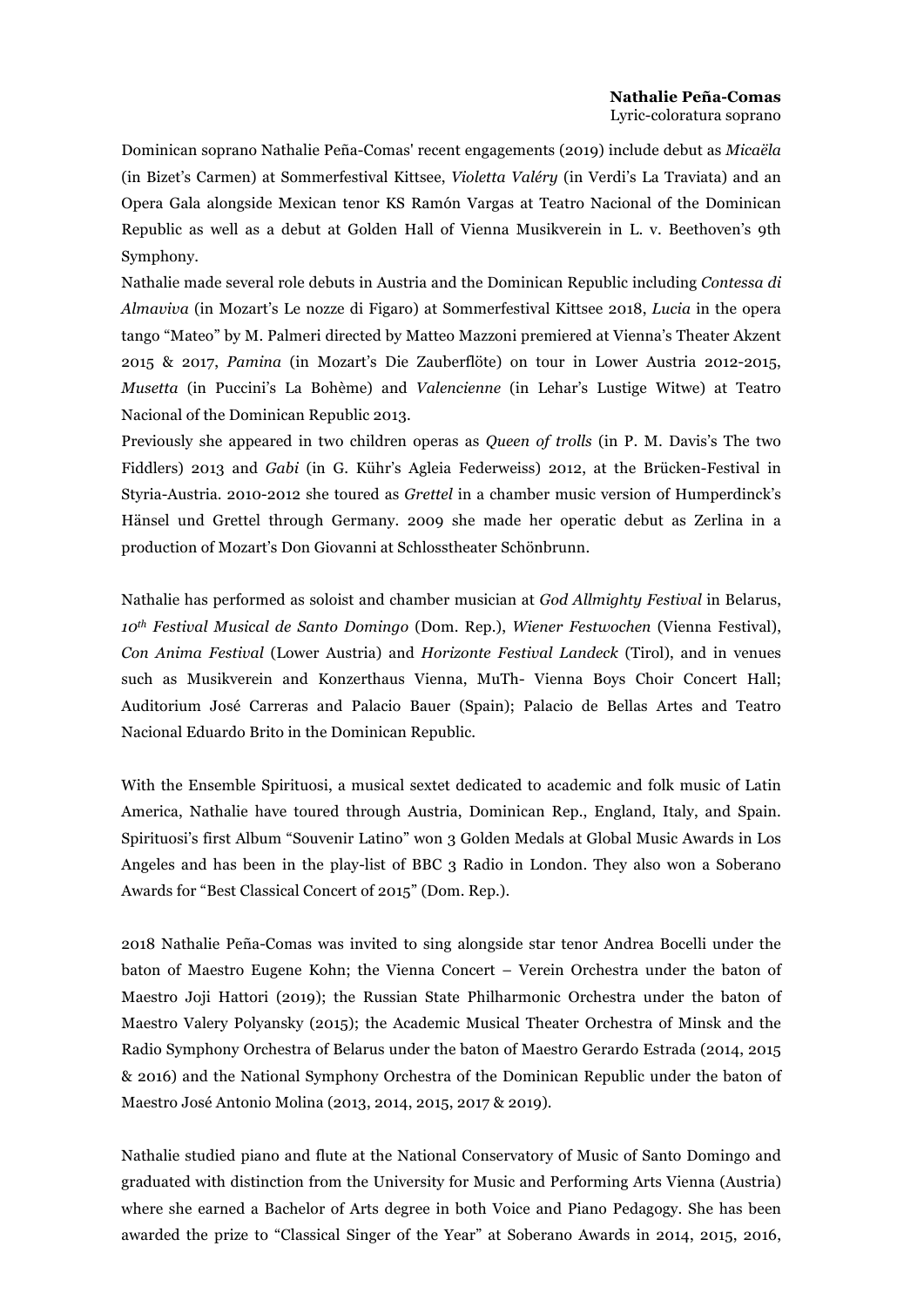**Nathalie Peña-Comas**
Lyric-coloratura soprano

Dominican soprano Nathalie Peña-Comas' recent engagements (2019) include debut as *Micaëla* (in Bizet's Carmen) at Sommerfestival Kittsee, *Violetta Valéry* (in Verdi's La Traviata) and an Opera Gala alongside Mexican tenor KS Ramón Vargas at Teatro Nacional of the Dominican Republic as well as a debut at Golden Hall of Vienna Musikverein in L. v. Beethoven's 9th Symphony.
Nathalie made several role debuts in Austria and the Dominican Republic including *Contessa di Almaviva* (in Mozart's Le nozze di Figaro) at Sommerfestival Kittsee 2018, *Lucia* in the opera tango "Mateo" by M. Palmeri directed by Matteo Mazzoni premiered at Vienna's Theater Akzent 2015 & 2017, *Pamina* (in Mozart's Die Zauberflöte) on tour in Lower Austria 2012-2015, *Musetta* (in Puccini's La Bohème) and *Valencienne* (in Lehar's Lustige Witwe) at Teatro Nacional of the Dominican Republic 2013.
Previously she appeared in two children operas as *Queen of trolls* (in P. M. Davis's The two Fiddlers) 2013 and *Gabi* (in G. Kühr's Agleia Federweiss) 2012, at the Brücken-Festival in Styria-Austria. 2010-2012 she toured as *Grettel* in a chamber music version of Humperdinck's Hänsel und Grettel through Germany. 2009 she made her operatic debut as Zerlina in a production of Mozart's Don Giovanni at Schlosstheater Schönbrunn.

Nathalie has performed as soloist and chamber musician at *God Allmighty Festival* in Belarus, *10th Festival Musical de Santo Domingo* (Dom. Rep.), *Wiener Festwochen* (Vienna Festival), *Con Anima Festival* (Lower Austria) and *Horizonte Festival Landeck* (Tirol), and in venues such as Musikverein and Konzerthaus Vienna, MuTh- Vienna Boys Choir Concert Hall; Auditorium José Carreras and Palacio Bauer (Spain); Palacio de Bellas Artes and Teatro Nacional Eduardo Brito in the Dominican Republic.

With the Ensemble Spirituosi, a musical sextet dedicated to academic and folk music of Latin America, Nathalie have toured through Austria, Dominican Rep., England, Italy, and Spain. Spirituosi's first Album "Souvenir Latino" won 3 Golden Medals at Global Music Awards in Los Angeles and has been in the play-list of BBC 3 Radio in London. They also won a Soberano Awards for "Best Classical Concert of 2015" (Dom. Rep.).

2018 Nathalie Peña-Comas was invited to sing alongside star tenor Andrea Bocelli under the baton of Maestro Eugene Kohn; the Vienna Concert – Verein Orchestra under the baton of Maestro Joji Hattori (2019); the Russian State Philharmonic Orchestra under the baton of Maestro Valery Polyansky (2015); the Academic Musical Theater Orchestra of Minsk and the Radio Symphony Orchestra of Belarus under the baton of Maestro Gerardo Estrada (2014, 2015 & 2016) and the National Symphony Orchestra of the Dominican Republic under the baton of Maestro José Antonio Molina (2013, 2014, 2015, 2017 & 2019).

Nathalie studied piano and flute at the National Conservatory of Music of Santo Domingo and graduated with distinction from the University for Music and Performing Arts Vienna (Austria) where she earned a Bachelor of Arts degree in both Voice and Piano Pedagogy. She has been awarded the prize to "Classical Singer of the Year" at Soberano Awards in 2014, 2015, 2016,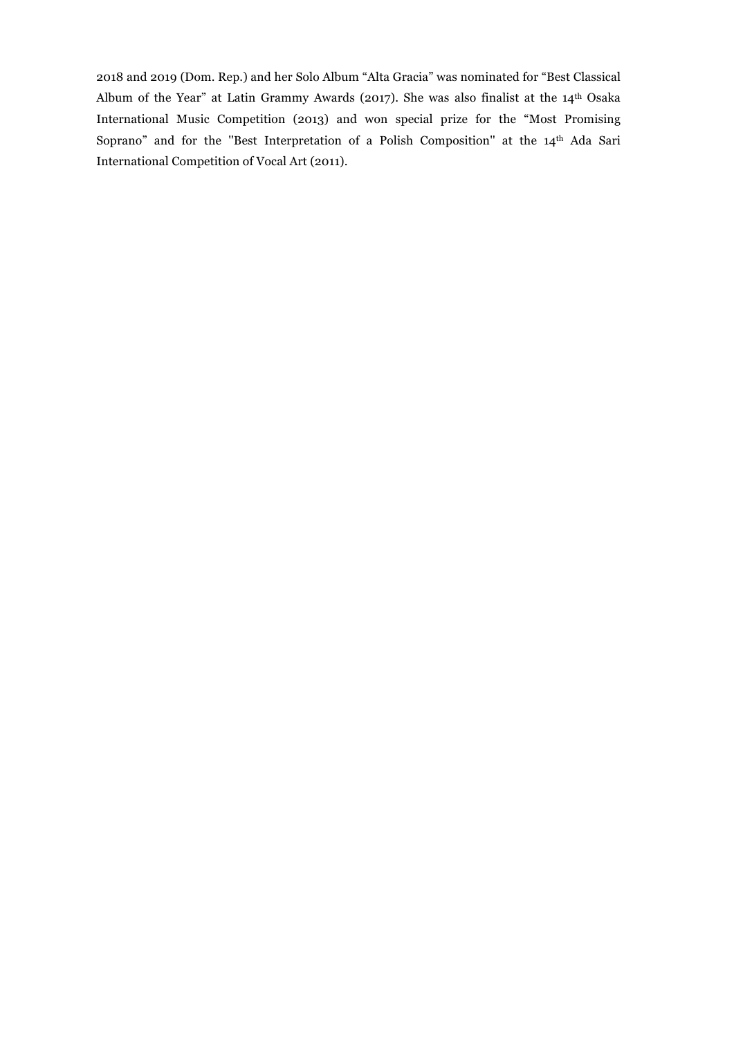2018 and 2019 (Dom. Rep.) and her Solo Album "Alta Gracia" was nominated for "Best Classical Album of the Year" at Latin Grammy Awards (2017). She was also finalist at the 14th Osaka International Music Competition (2013) and won special prize for the "Most Promising Soprano" and for the "Best Interpretation of a Polish Composition" at the 14th Ada Sari International Competition of Vocal Art (2011).